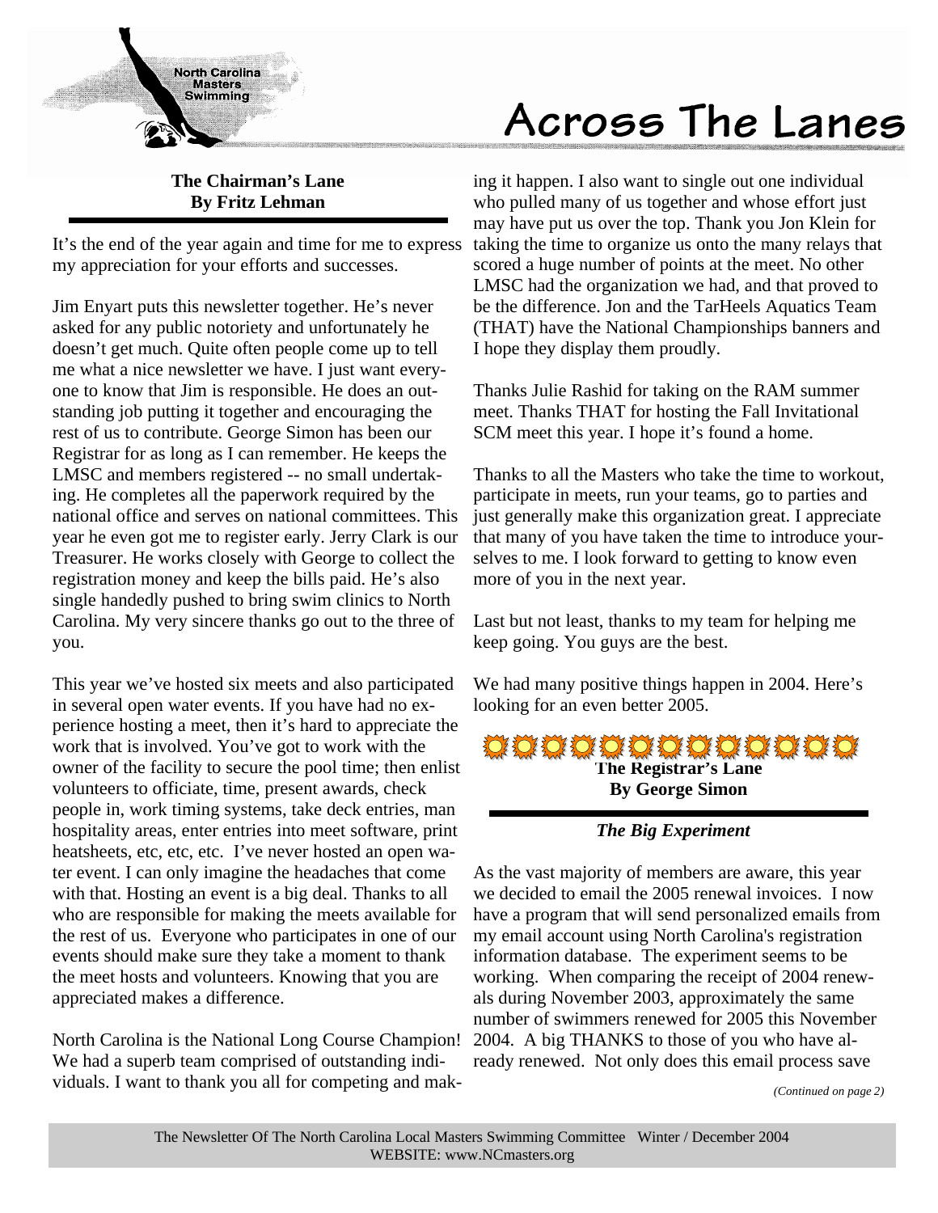North Carolina Masters Swimming

# Across The Lanes

## The Chairman's Lane
**By Fritz Lehman**

It's the end of the year again and time for me to express my appreciation for your efforts and successes.

Jim Enyart puts this newsletter together. He's never asked for any public notoriety and unfortunately he doesn't get much. Quite often people come up to tell me what a nice newsletter we have. I just want everyone to know that Jim is responsible. He does an outstanding job putting it together and encouraging the rest of us to contribute. George Simon has been our Registrar for as long as I can remember. He keeps the LMSC and members registered -- no small undertaking. He completes all the paperwork required by the national office and serves on national committees. This year he even got me to register early. Jerry Clark is our Treasurer. He works closely with George to collect the registration money and keep the bills paid. He's also single handedly pushed to bring swim clinics to North Carolina. My very sincere thanks go out to the three of you.

This year we've hosted six meets and also participated in several open water events. If you have had no experience hosting a meet, then it's hard to appreciate the work that is involved. You've got to work with the owner of the facility to secure the pool time; then enlist volunteers to officiate, time, present awards, check people in, work timing systems, take deck entries, man hospitality areas, enter entries into meet software, print heatsheets, etc, etc, etc. I've never hosted an open water event. I can only imagine the headaches that come with that. Hosting an event is a big deal. Thanks to all who are responsible for making the meets available for the rest of us. Everyone who participates in one of our events should make sure they take a moment to thank the meet hosts and volunteers. Knowing that you are appreciated makes a difference.

North Carolina is the National Long Course Champion! We had a superb team comprised of outstanding individuals. I want to thank you all for competing and making it happen. I also want to single out one individual who pulled many of us together and whose effort just may have put us over the top. Thank you Jon Klein for taking the time to organize us onto the many relays that scored a huge number of points at the meet. No other LMSC had the organization we had, and that proved to be the difference. Jon and the TarHeels Aquatics Team (THAT) have the National Championships banners and I hope they display them proudly.

Thanks Julie Rashid for taking on the RAM summer meet. Thanks THAT for hosting the Fall Invitational SCM meet this year. I hope it's found a home.

Thanks to all the Masters who take the time to workout, participate in meets, run your teams, go to parties and just generally make this organization great. I appreciate that many of you have taken the time to introduce yourselves to me. I look forward to getting to know even more of you in the next year.

Last but not least, thanks to my team for helping me keep going. You guys are the best.

We had many positive things happen in 2004. Here's looking for an even better 2005.

## The Registrar's Lane
**By George Simon**

### *The Big Experiment*

As the vast majority of members are aware, this year we decided to email the 2005 renewal invoices. I now have a program that will send personalized emails from my email account using North Carolina's registration information database. The experiment seems to be working. When comparing the receipt of 2004 renewals during November 2003, approximately the same number of swimmers renewed for 2005 this November 2004. A big THANKS to those of you who have already renewed. Not only does this email process save

*(Continued on page 2)*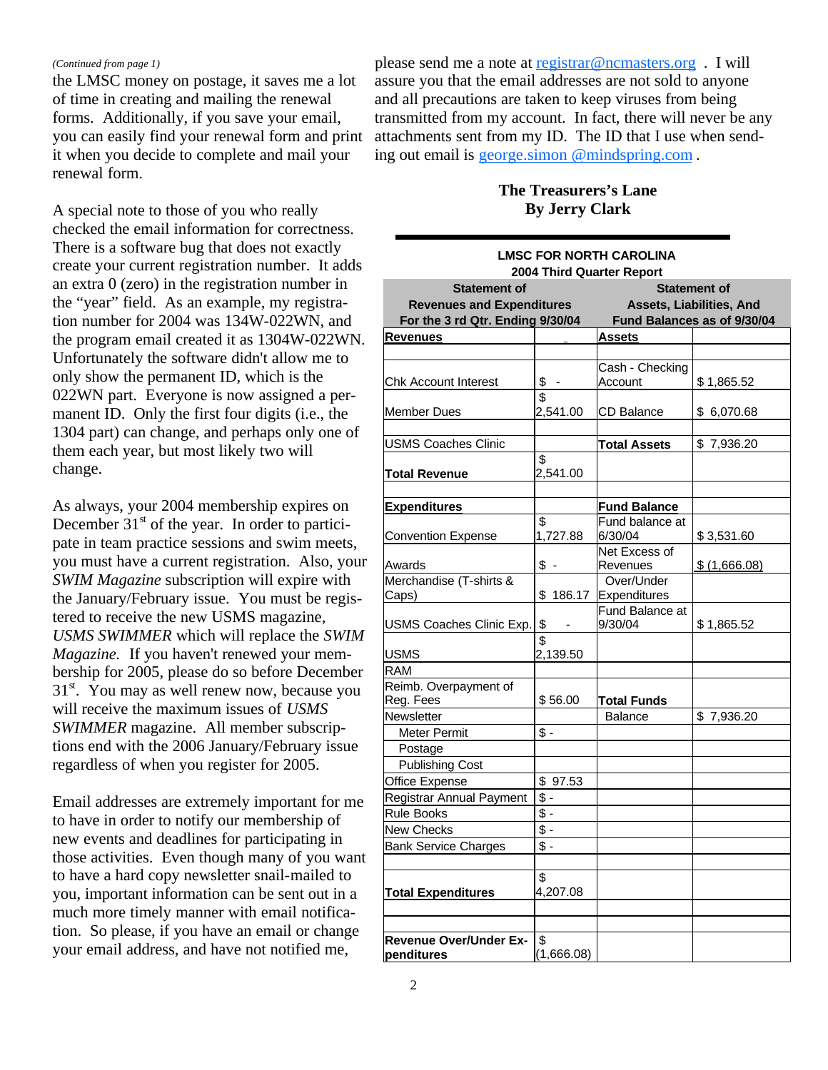*(Continued from page 1)*

the LMSC money on postage, it saves me a lot of time in creating and mailing the renewal forms. Additionally, if you save your email, you can easily find your renewal form and print it when you decide to complete and mail your renewal form.

A special note to those of you who really checked the email information for correctness. There is a software bug that does not exactly create your current registration number. It adds an extra 0 (zero) in the registration number in the "year" field. As an example, my registration number for 2004 was 134W-022WN, and the program email created it as 1304W-022WN. Unfortunately the software didn't allow me to only show the permanent ID, which is the 022WN part. Everyone is now assigned a permanent ID. Only the first four digits (i.e., the 1304 part) can change, and perhaps only one of them each year, but most likely two will change.

As always, your 2004 membership expires on December 31st of the year. In order to participate in team practice sessions and swim meets, you must have a current registration. Also, your *SWIM Magazine* subscription will expire with the January/February issue. You must be registered to receive the new USMS magazine, *USMS SWIMMER* which will replace the *SWIM Magazine.* If you haven't renewed your membership for 2005, please do so before December 31st. You may as well renew now, because you will receive the maximum issues of *USMS SWIMMER* magazine. All member subscriptions end with the 2006 January/February issue regardless of when you register for 2005.

Email addresses are extremely important for me to have in order to notify our membership of new events and deadlines for participating in those activities. Even though many of you want to have a hard copy newsletter snail-mailed to you, important information can be sent out in a much more timely manner with email notification. So please, if you have an email or change your email address, and have not notified me, please send me a note at registrar@ncmasters.org . I will assure you that the email addresses are not sold to anyone and all precautions are taken to keep viruses from being transmitted from my account. In fact, there will never be any attachments sent from my ID. The ID that I use when sending out email is george.simon @mindspring.com .

## The Treasurers's Lane
### By Jerry Clark

**LMSC FOR NORTH CAROLINA**
**2004 Third Quarter Report**

| Statement of Revenues and Expenditures For the 3 rd Qtr. Ending 9/30/04 | | Statement of Assets, Liabilities, And Fund Balances as of 9/30/04 | |
|---|---|---|---|
| **Revenues** | | **Assets** | |
| | | | |
| Chk Account Interest | $ - | Cash - Checking Account | $ 1,865.52 |
| Member Dues | $ 2,541.00 | CD Balance | $ 6,070.68 |
| | | | |
| USMS Coaches Clinic | | **Total Assets** | $ 7,936.20 |
| **Total Revenue** | $ 2,541.00 | | |
| | | | |
| **Expenditures** | | **Fund Balance** | |
| Convention Expense | $ 1,727.88 | Fund balance at 6/30/04 | $ 3,531.60 |
| Awards | $ - | Net Excess of Revenues | $ (1,666.08) |
| Merchandise (T-shirts & Caps) | $ 186.17 | Over/Under Expenditures | |
| USMS Coaches Clinic Exp. | $ - | Fund Balance at 9/30/04 | $ 1,865.52 |
| USMS | $ 2,139.50 | | |
| RAM | | | |
| Reimb. Overpayment of Reg. Fees | $ 56.00 | **Total Funds** | |
| Newsletter | | Balance | $ 7,936.20 |
| Meter Permit | $ - | | |
| Postage | | | |
| Publishing Cost | | | |
| Office Expense | $ 97.53 | | |
| Registrar Annual Payment | $ - | | |
| Rule Books | $ - | | |
| New Checks | $ - | | |
| Bank Service Charges | $ - | | |
| | | | |
| **Total Expenditures** | $ 4,207.08 | | |
| | | | |
| | | | |
| **Revenue Over/Under Expenditures** | $ (1,666.08) | | |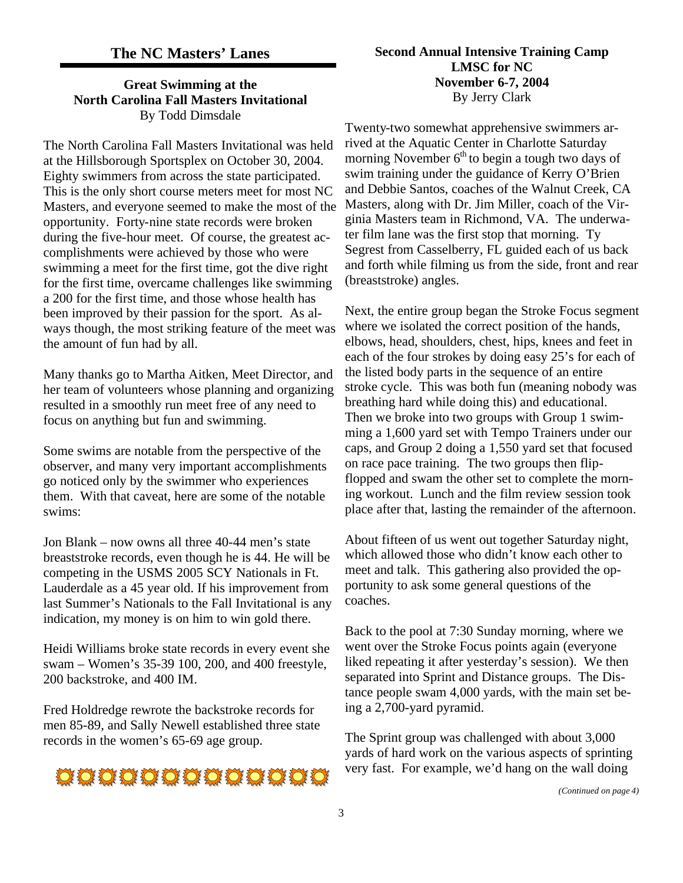# The NC Masters' Lanes

## Great Swimming at the North Carolina Fall Masters Invitational

By Todd Dimsdale

The North Carolina Fall Masters Invitational was held at the Hillsborough Sportsplex on October 30, 2004. Eighty swimmers from across the state participated. This is the only short course meters meet for most NC Masters, and everyone seemed to make the most of the opportunity. Forty-nine state records were broken during the five-hour meet. Of course, the greatest accomplishments were achieved by those who were swimming a meet for the first time, got the dive right for the first time, overcame challenges like swimming a 200 for the first time, and those whose health has been improved by their passion for the sport. As always though, the most striking feature of the meet was the amount of fun had by all.

Many thanks go to Martha Aitken, Meet Director, and her team of volunteers whose planning and organizing resulted in a smoothly run meet free of any need to focus on anything but fun and swimming.

Some swims are notable from the perspective of the observer, and many very important accomplishments go noticed only by the swimmer who experiences them. With that caveat, here are some of the notable swims:

Jon Blank – now owns all three 40-44 men's state breaststroke records, even though he is 44. He will be competing in the USMS 2005 SCY Nationals in Ft. Lauderdale as a 45 year old. If his improvement from last Summer's Nationals to the Fall Invitational is any indication, my money is on him to win gold there.

Heidi Williams broke state records in every event she swam – Women's 35-39 100, 200, and 400 freestyle, 200 backstroke, and 400 IM.

Fred Holdredge rewrote the backstroke records for men 85-89, and Sally Newell established three state records in the women's 65-69 age group.

## Second Annual Intensive Training Camp LMSC for NC November 6-7, 2004

By Jerry Clark

Twenty-two somewhat apprehensive swimmers arrived at the Aquatic Center in Charlotte Saturday morning November 6th to begin a tough two days of swim training under the guidance of Kerry O'Brien and Debbie Santos, coaches of the Walnut Creek, CA Masters, along with Dr. Jim Miller, coach of the Virginia Masters team in Richmond, VA. The underwater film lane was the first stop that morning. Ty Segrest from Casselberry, FL guided each of us back and forth while filming us from the side, front and rear (breaststroke) angles.

Next, the entire group began the Stroke Focus segment where we isolated the correct position of the hands, elbows, head, shoulders, chest, hips, knees and feet in each of the four strokes by doing easy 25's for each of the listed body parts in the sequence of an entire stroke cycle. This was both fun (meaning nobody was breathing hard while doing this) and educational. Then we broke into two groups with Group 1 swimming a 1,600 yard set with Tempo Trainers under our caps, and Group 2 doing a 1,550 yard set that focused on race pace training. The two groups then flip-flopped and swam the other set to complete the morning workout. Lunch and the film review session took place after that, lasting the remainder of the afternoon.

About fifteen of us went out together Saturday night, which allowed those who didn't know each other to meet and talk. This gathering also provided the opportunity to ask some general questions of the coaches.

Back to the pool at 7:30 Sunday morning, where we went over the Stroke Focus points again (everyone liked repeating it after yesterday's session). We then separated into Sprint and Distance groups. The Distance people swam 4,000 yards, with the main set being a 2,700-yard pyramid.

The Sprint group was challenged with about 3,000 yards of hard work on the various aspects of sprinting very fast. For example, we'd hang on the wall doing

*(Continued on page 4)*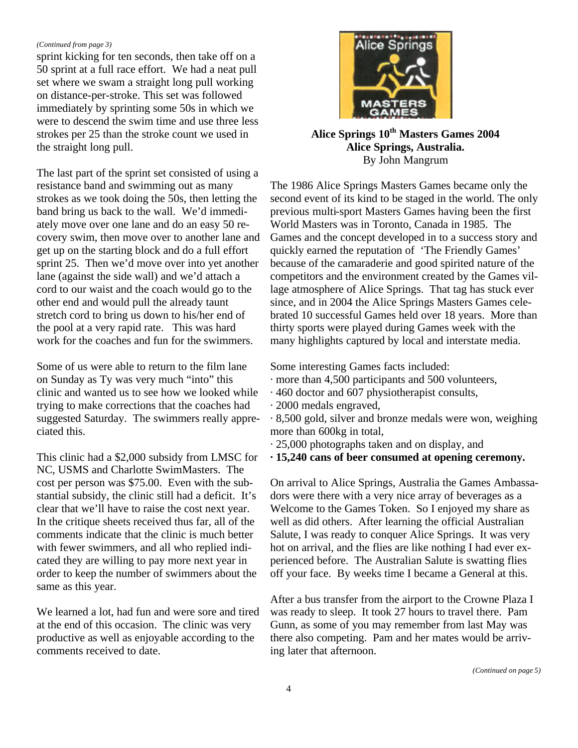*(Continued from page 3)*

sprint kicking for ten seconds, then take off on a 50 sprint at a full race effort. We had a neat pull set where we swam a straight long pull working on distance-per-stroke. This set was followed immediately by sprinting some 50s in which we were to descend the swim time and use three less strokes per 25 than the stroke count we used in the straight long pull.

The last part of the sprint set consisted of using a resistance band and swimming out as many strokes as we took doing the 50s, then letting the band bring us back to the wall. We'd immediately move over one lane and do an easy 50 recovery swim, then move over to another lane and get up on the starting block and do a full effort sprint 25. Then we'd move over into yet another lane (against the side wall) and we'd attach a cord to our waist and the coach would go to the other end and would pull the already taunt stretch cord to bring us down to his/her end of the pool at a very rapid rate. This was hard work for the coaches and fun for the swimmers.

Some of us were able to return to the film lane on Sunday as Ty was very much "into" this clinic and wanted us to see how we looked while trying to make corrections that the coaches had suggested Saturday. The swimmers really appreciated this.

This clinic had a $2,000 subsidy from LMSC for NC, USMS and Charlotte SwimMasters. The cost per person was $75.00. Even with the substantial subsidy, the clinic still had a deficit. It's clear that we'll have to raise the cost next year. In the critique sheets received thus far, all of the comments indicate that the clinic is much better with fewer swimmers, and all who replied indicated they are willing to pay more next year in order to keep the number of swimmers about the same as this year.

We learned a lot, had fun and were sore and tired at the end of this occasion. The clinic was very productive as well as enjoyable according to the comments received to date.

**Alice Springs 10th Masters Games 2004**
**Alice Springs, Australia.**
By John Mangrum

The 1986 Alice Springs Masters Games became only the second event of its kind to be staged in the world. The only previous multi-sport Masters Games having been the first World Masters was in Toronto, Canada in 1985. The Games and the concept developed in to a success story and quickly earned the reputation of 'The Friendly Games' because of the camaraderie and good spirited nature of the competitors and the environment created by the Games village atmosphere of Alice Springs. That tag has stuck ever since, and in 2004 the Alice Springs Masters Games celebrated 10 successful Games held over 18 years. More than thirty sports were played during Games week with the many highlights captured by local and interstate media.

Some interesting Games facts included:

- more than 4,500 participants and 500 volunteers,
- 460 doctor and 607 physiotherapist consults,
- 2000 medals engraved,
- 8,500 gold, silver and bronze medals were won, weighing more than 600kg in total,
- 25,000 photographs taken and on display, and
- **15,240 cans of beer consumed at opening ceremony.**

On arrival to Alice Springs, Australia the Games Ambassadors were there with a very nice array of beverages as a Welcome to the Games Token. So I enjoyed my share as well as did others. After learning the official Australian Salute, I was ready to conquer Alice Springs. It was very hot on arrival, and the flies are like nothing I had ever experienced before. The Australian Salute is swatting flies off your face. By weeks time I became a General at this.

After a bus transfer from the airport to the Crowne Plaza I was ready to sleep. It took 27 hours to travel there. Pam Gunn, as some of you may remember from last May was there also competing. Pam and her mates would be arriving later that afternoon.

*(Continued on page 5)*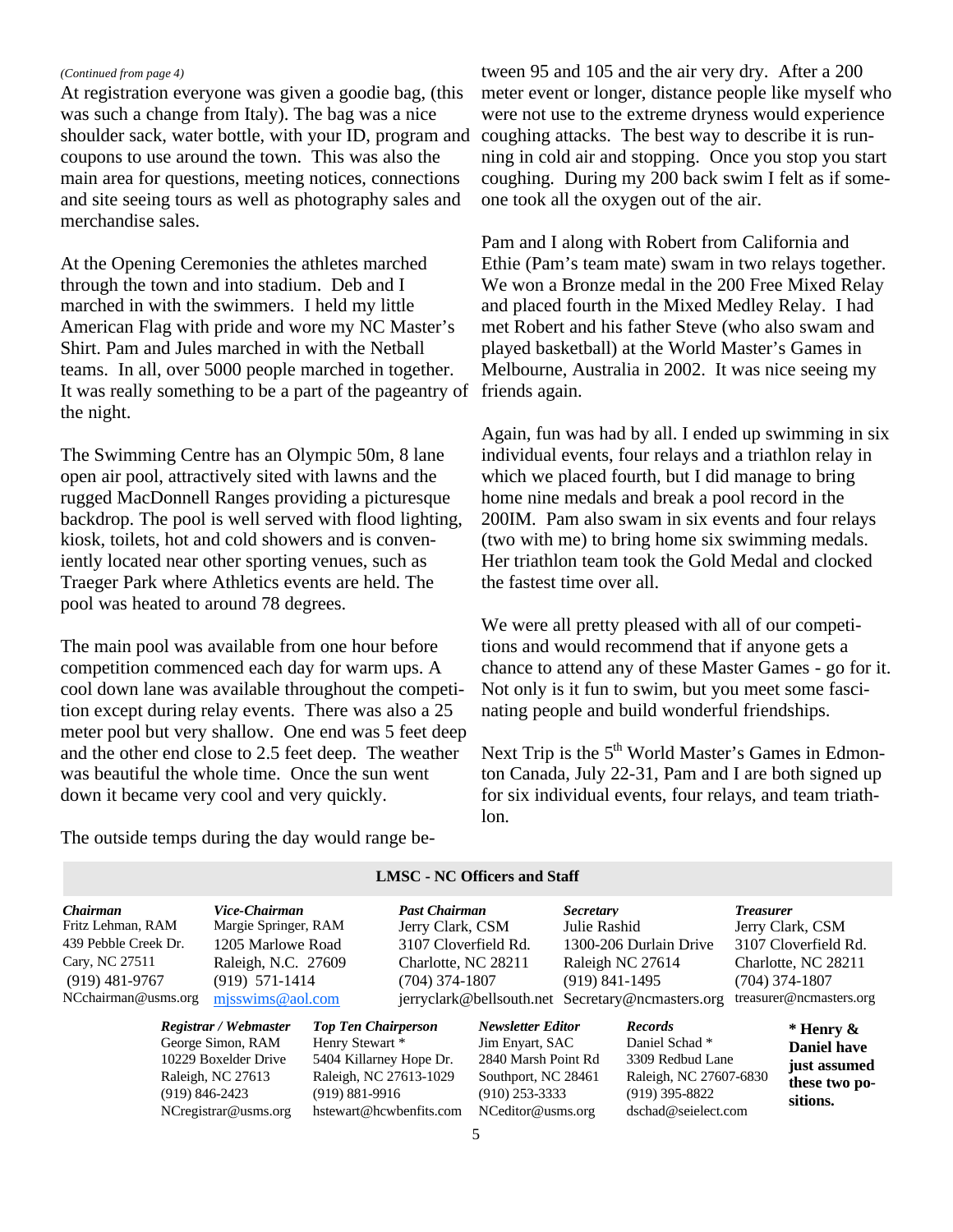*(Continued from page 4)*

At registration everyone was given a goodie bag, (this was such a change from Italy). The bag was a nice shoulder sack, water bottle, with your ID, program and coupons to use around the town. This was also the main area for questions, meeting notices, connections and site seeing tours as well as photography sales and merchandise sales.

At the Opening Ceremonies the athletes marched through the town and into stadium. Deb and I marched in with the swimmers. I held my little American Flag with pride and wore my NC Master's Shirt. Pam and Jules marched in with the Netball teams. In all, over 5000 people marched in together. It was really something to be a part of the pageantry of the night.

The Swimming Centre has an Olympic 50m, 8 lane open air pool, attractively sited with lawns and the rugged MacDonnell Ranges providing a picturesque backdrop. The pool is well served with flood lighting, kiosk, toilets, hot and cold showers and is conveniently located near other sporting venues, such as Traeger Park where Athletics events are held. The pool was heated to around 78 degrees.

The main pool was available from one hour before competition commenced each day for warm ups. A cool down lane was available throughout the competition except during relay events. There was also a 25 meter pool but very shallow. One end was 5 feet deep and the other end close to 2.5 feet deep. The weather was beautiful the whole time. Once the sun went down it became very cool and very quickly.

The outside temps during the day would range between 95 and 105 and the air very dry. After a 200 meter event or longer, distance people like myself who were not use to the extreme dryness would experience coughing attacks. The best way to describe it is running in cold air and stopping. Once you stop you start coughing. During my 200 back swim I felt as if someone took all the oxygen out of the air.

Pam and I along with Robert from California and Ethie (Pam's team mate) swam in two relays together. We won a Bronze medal in the 200 Free Mixed Relay and placed fourth in the Mixed Medley Relay. I had met Robert and his father Steve (who also swam and played basketball) at the World Master's Games in Melbourne, Australia in 2002. It was nice seeing my friends again.

Again, fun was had by all. I ended up swimming in six individual events, four relays and a triathlon relay in which we placed fourth, but I did manage to bring home nine medals and break a pool record in the 200IM. Pam also swam in six events and four relays (two with me) to bring home six swimming medals. Her triathlon team took the Gold Medal and clocked the fastest time over all.

We were all pretty pleased with all of our competitions and would recommend that if anyone gets a chance to attend any of these Master Games - go for it. Not only is it fun to swim, but you meet some fascinating people and build wonderful friendships.

Next Trip is the 5th World Master's Games in Edmonton Canada, July 22-31, Pam and I are both signed up for six individual events, four relays, and team triathlon.

## LMSC - NC Officers and Staff

| *Chairman* | *Vice-Chairman* | *Past Chairman* | *Secretary* | *Treasurer* |
|---|---|---|---|---|
| Fritz Lehman, RAM<br>439 Pebble Creek Dr.<br>Cary, NC 27511<br>(919) 481-9767<br>NCchairman@usms.org | Margie Springer, RAM<br>1205 Marlowe Road<br>Raleigh, N.C. 27609<br>(919) 571-1414<br>mjsswims@aol.com | Jerry Clark, CSM<br>3107 Cloverfield Rd.<br>Charlotte, NC 28211<br>(704) 374-1807<br>jerryclark@bellsouth.net | Julie Rashid<br>1300-206 Durlain Drive<br>Raleigh NC 27614<br>(919) 841-1495<br>Secretary@ncmasters.org | Jerry Clark, CSM<br>3107 Cloverfield Rd.<br>Charlotte, NC 28211<br>(704) 374-1807<br>treasurer@ncmasters.org |

| *Registrar / Webmaster* | *Top Ten Chairperson* | *Newsletter Editor* | *Records* | |
|---|---|---|---|---|
| George Simon, RAM<br>10229 Boxelder Drive<br>Raleigh, NC 27613<br>(919) 846-2423<br>NCregistrar@usms.org | Henry Stewart *<br>5404 Killarney Hope Dr.<br>Raleigh, NC 27613-1029<br>(919) 881-9916<br>hstewart@hcwbenfits.com | Jim Enyart, SAC<br>2840 Marsh Point Rd<br>Southport, NC 28461<br>(910) 253-3333<br>NCeditor@usms.org | Daniel Schad *<br>3309 Redbud Lane<br>Raleigh, NC 27607-6830<br>(919) 395-8822<br>dschad@seielect.com | **\* Henry & Daniel have just assumed these two positions.** |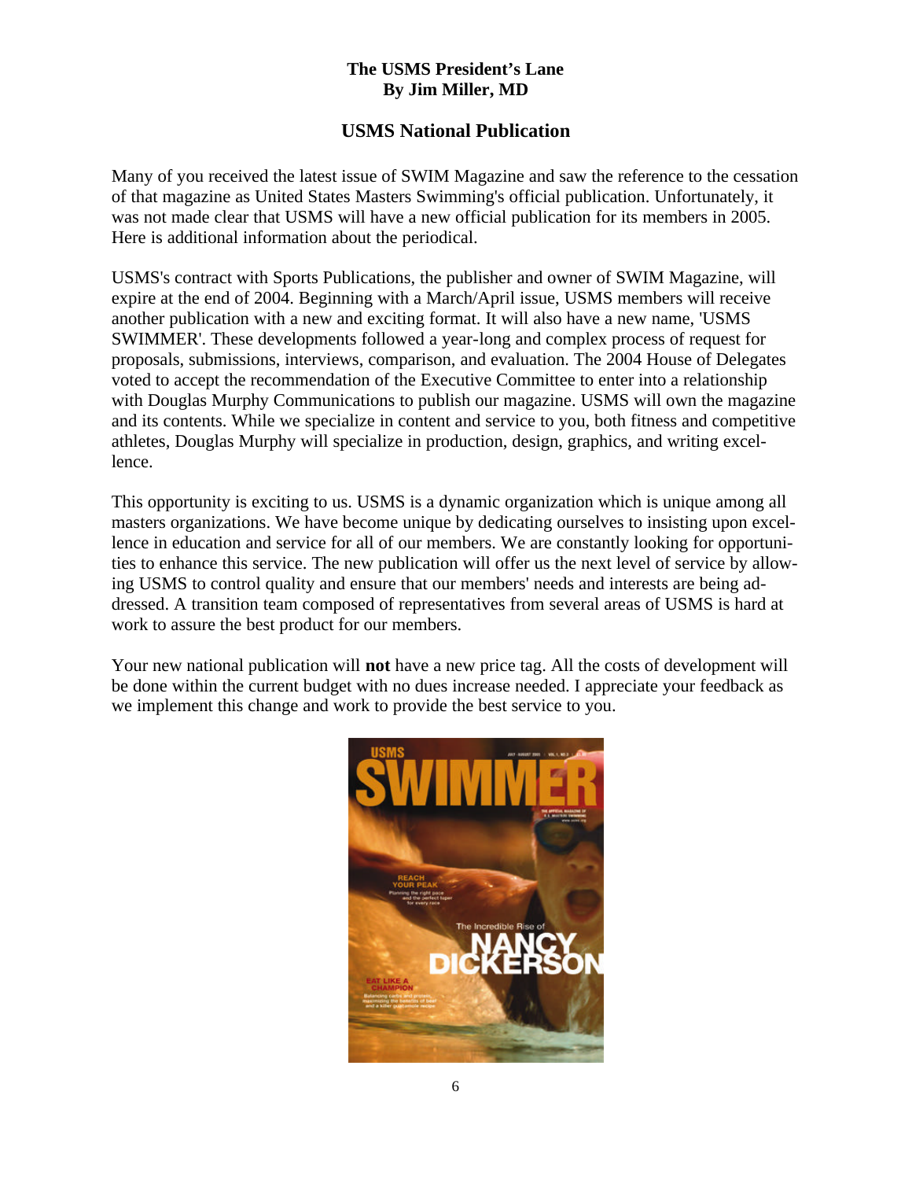**The USMS President's Lane**
**By Jim Miller, MD**

## USMS National Publication

Many of you received the latest issue of SWIM Magazine and saw the reference to the cessation of that magazine as United States Masters Swimming's official publication. Unfortunately, it was not made clear that USMS will have a new official publication for its members in 2005. Here is additional information about the periodical.

USMS's contract with Sports Publications, the publisher and owner of SWIM Magazine, will expire at the end of 2004. Beginning with a March/April issue, USMS members will receive another publication with a new and exciting format. It will also have a new name, 'USMS SWIMMER'. These developments followed a year-long and complex process of request for proposals, submissions, interviews, comparison, and evaluation. The 2004 House of Delegates voted to accept the recommendation of the Executive Committee to enter into a relationship with Douglas Murphy Communications to publish our magazine. USMS will own the magazine and its contents. While we specialize in content and service to you, both fitness and competitive athletes, Douglas Murphy will specialize in production, design, graphics, and writing excellence.

This opportunity is exciting to us. USMS is a dynamic organization which is unique among all masters organizations. We have become unique by dedicating ourselves to insisting upon excellence in education and service for all of our members. We are constantly looking for opportunities to enhance this service. The new publication will offer us the next level of service by allowing USMS to control quality and ensure that our members' needs and interests are being addressed. A transition team composed of representatives from several areas of USMS is hard at work to assure the best product for our members.

Your new national publication will **not** have a new price tag. All the costs of development will be done within the current budget with no dues increase needed. I appreciate your feedback as we implement this change and work to provide the best service to you.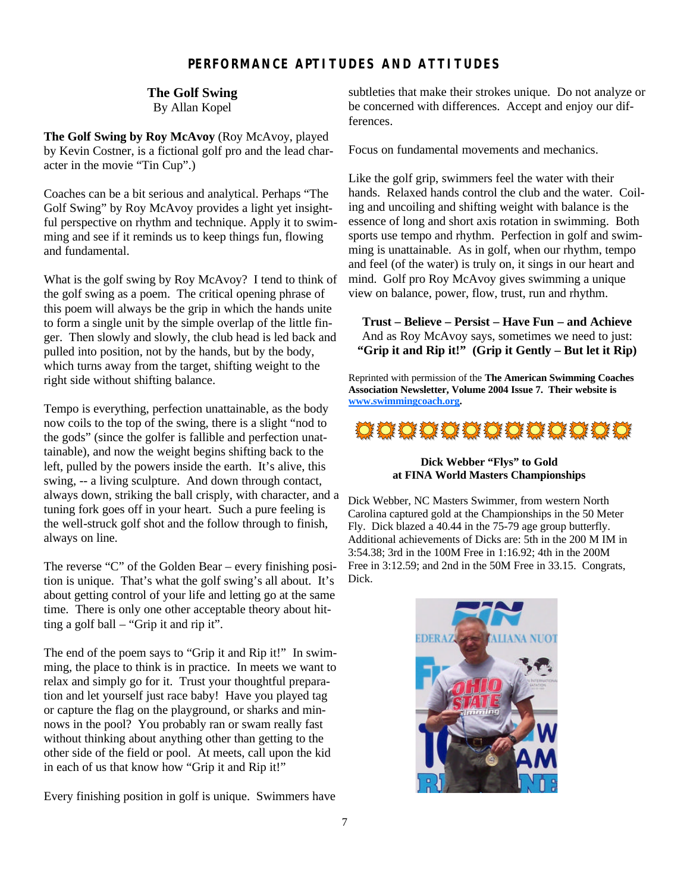## PERFORMANCE APTITUDES AND ATTITUDES

### The Golf Swing
By Allan Kopel

**The Golf Swing by Roy McAvoy** (Roy McAvoy, played by Kevin Costner, is a fictional golf pro and the lead character in the movie "Tin Cup".)

Coaches can be a bit serious and analytical. Perhaps "The Golf Swing" by Roy McAvoy provides a light yet insightful perspective on rhythm and technique. Apply it to swimming and see if it reminds us to keep things fun, flowing and fundamental.

What is the golf swing by Roy McAvoy? I tend to think of the golf swing as a poem. The critical opening phrase of this poem will always be the grip in which the hands unite to form a single unit by the simple overlap of the little finger. Then slowly and slowly, the club head is led back and pulled into position, not by the hands, but by the body, which turns away from the target, shifting weight to the right side without shifting balance.

Tempo is everything, perfection unattainable, as the body now coils to the top of the swing, there is a slight "nod to the gods" (since the golfer is fallible and perfection unattainable), and now the weight begins shifting back to the left, pulled by the powers inside the earth. It's alive, this swing, -- a living sculpture. And down through contact, always down, striking the ball crisply, with character, and a tuning fork goes off in your heart. Such a pure feeling is the well-struck golf shot and the follow through to finish, always on line.

The reverse "C" of the Golden Bear – every finishing position is unique. That's what the golf swing's all about. It's about getting control of your life and letting go at the same time. There is only one other acceptable theory about hitting a golf ball – "Grip it and rip it".

The end of the poem says to "Grip it and Rip it!" In swimming, the place to think is in practice. In meets we want to relax and simply go for it. Trust your thoughtful preparation and let yourself just race baby! Have you played tag or capture the flag on the playground, or sharks and minnows in the pool? You probably ran or swam really fast without thinking about anything other than getting to the other side of the field or pool. At meets, call upon the kid in each of us that know how "Grip it and Rip it!"

Every finishing position in golf is unique. Swimmers have subtleties that make their strokes unique. Do not analyze or be concerned with differences. Accept and enjoy our differences.

Focus on fundamental movements and mechanics.

Like the golf grip, swimmers feel the water with their hands. Relaxed hands control the club and the water. Coiling and uncoiling and shifting weight with balance is the essence of long and short axis rotation in swimming. Both sports use tempo and rhythm. Perfection in golf and swimming is unattainable. As in golf, when our rhythm, tempo and feel (of the water) is truly on, it sings in our heart and mind. Golf pro Roy McAvoy gives swimming a unique view on balance, power, flow, trust, run and rhythm.

**Trust – Believe – Persist – Have Fun – and Achieve**
And as Roy McAvoy says, sometimes we need to just:
**"Grip it and Rip it!" (Grip it Gently – But let it Rip)**

Reprinted with permission of the **The American Swimming Coaches Association Newsletter, Volume 2004 Issue 7. Their website is www.swimmingcoach.org.**

### Dick Webber "Flys" to Gold at FINA World Masters Championships

Dick Webber, NC Masters Swimmer, from western North Carolina captured gold at the Championships in the 50 Meter Fly. Dick blazed a 40.44 in the 75-79 age group butterfly. Additional achievements of Dicks are: 5th in the 200 M IM in 3:54.38; 3rd in the 100M Free in 1:16.92; 4th in the 200M Free in 3:12.59; and 2nd in the 50M Free in 33.15. Congrats, Dick.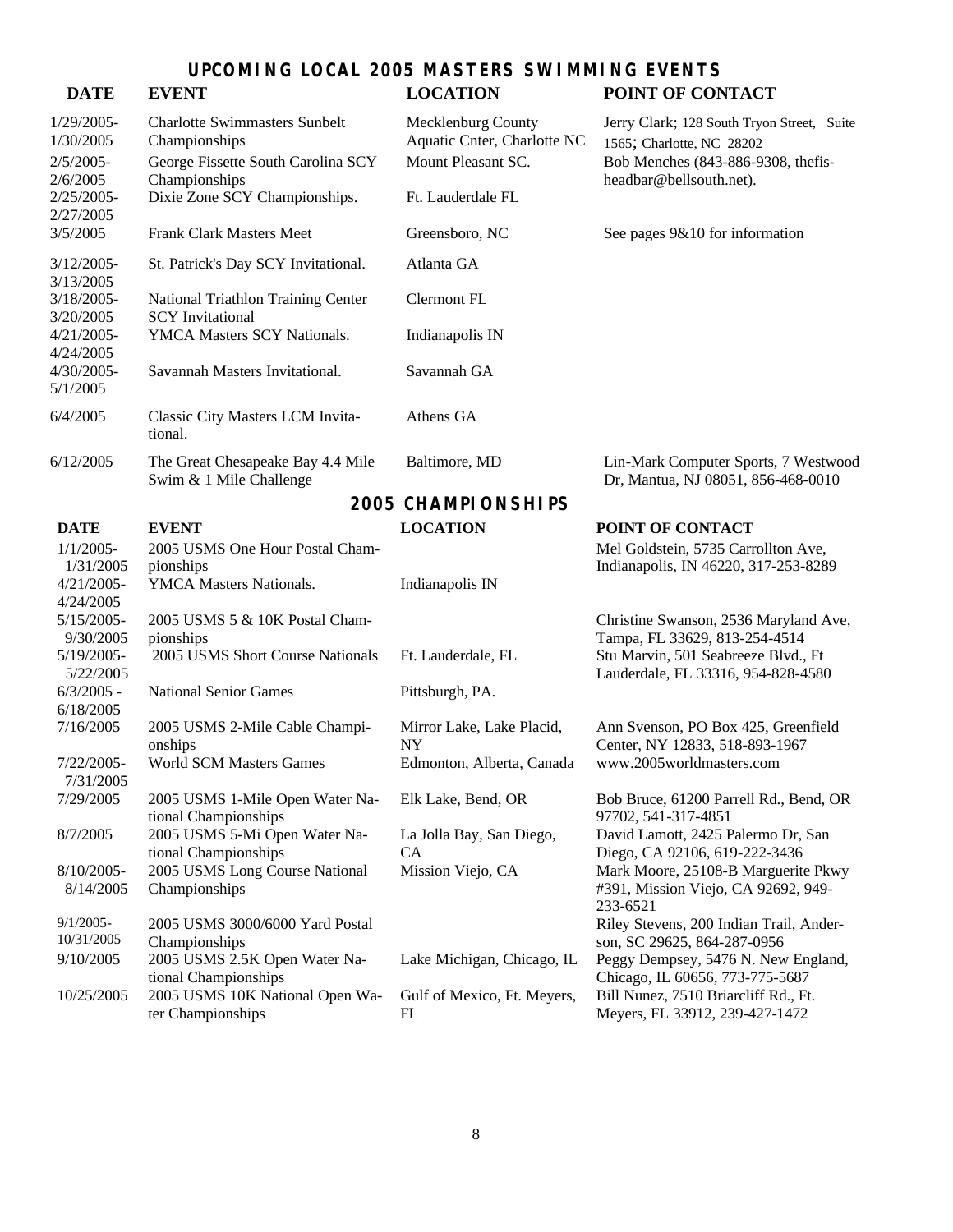## UPCOMING LOCAL 2005 MASTERS SWIMMING EVENTS

| DATE | EVENT | LOCATION | POINT OF CONTACT |
|---|---|---|---|
| 1/29/2005-1/30/2005 | Charlotte Swimmasters Sunbelt Championships | Mecklenburg County Aquatic Cnter, Charlotte NC | Jerry Clark; 128 South Tryon Street, Suite 1565; Charlotte, NC 28202 |
| 2/5/2005-2/6/2005 | George Fissette South Carolina SCY Championships | Mount Pleasant SC. | Bob Menches (843-886-9308, thefisheadbar@bellsouth.net). |
| 2/25/2005-2/27/2005 | Dixie Zone SCY Championships. | Ft. Lauderdale FL | |
| 3/5/2005 | Frank Clark Masters Meet | Greensboro, NC | See pages 9&10 for information |
| 3/12/2005-3/13/2005 | St. Patrick's Day SCY Invitational. | Atlanta GA | |
| 3/18/2005-3/20/2005 | National Triathlon Training Center SCY Invitational | Clermont FL | |
| 4/21/2005-4/24/2005 | YMCA Masters SCY Nationals. | Indianapolis IN | |
| 4/30/2005-5/1/2005 | Savannah Masters Invitational. | Savannah GA | |
| 6/4/2005 | Classic City Masters LCM Invitational. | Athens GA | |
| 6/12/2005 | The Great Chesapeake Bay 4.4 Mile Swim & 1 Mile Challenge | Baltimore, MD | Lin-Mark Computer Sports, 7 Westwood Dr, Mantua, NJ 08051, 856-468-0010 |

## 2005 CHAMPIONSHIPS

| DATE | EVENT | LOCATION | POINT OF CONTACT |
|---|---|---|---|
| 1/1/2005-1/31/2005 | 2005 USMS One Hour Postal Championships | | Mel Goldstein, 5735 Carrollton Ave, Indianapolis, IN 46220, 317-253-8289 |
| 4/21/2005-4/24/2005 | YMCA Masters Nationals. | Indianapolis IN | |
| 5/15/2005-9/30/2005 | 2005 USMS 5 & 10K Postal Championships | | Christine Swanson, 2536 Maryland Ave, Tampa, FL 33629, 813-254-4514 |
| 5/19/2005-5/22/2005 | 2005 USMS Short Course Nationals | Ft. Lauderdale, FL | Stu Marvin, 501 Seabreeze Blvd., Ft Lauderdale, FL 33316, 954-828-4580 |
| 6/3/2005 - 6/18/2005 | National Senior Games | Pittsburgh, PA. | |
| 7/16/2005 | 2005 USMS 2-Mile Cable Championships | Mirror Lake, Lake Placid, NY | Ann Svenson, PO Box 425, Greenfield Center, NY 12833, 518-893-1967 |
| 7/22/2005-7/31/2005 | World SCM Masters Games | Edmonton, Alberta, Canada | www.2005worldmasters.com |
| 7/29/2005 | 2005 USMS 1-Mile Open Water National Championships | Elk Lake, Bend, OR | Bob Bruce, 61200 Parrell Rd., Bend, OR 97702, 541-317-4851 |
| 8/7/2005 | 2005 USMS 5-Mi Open Water National Championships | La Jolla Bay, San Diego, CA | David Lamott, 2425 Palermo Dr, San Diego, CA 92106, 619-222-3436 |
| 8/10/2005-8/14/2005 | 2005 USMS Long Course National Championships | Mission Viejo, CA | Mark Moore, 25108-B Marguerite Pkwy #391, Mission Viejo, CA 92692, 949-233-6521 |
| 9/1/2005-10/31/2005 | 2005 USMS 3000/6000 Yard Postal Championships | | Riley Stevens, 200 Indian Trail, Anderson, SC 29625, 864-287-0956 |
| 9/10/2005 | 2005 USMS 2.5K Open Water National Championships | Lake Michigan, Chicago, IL | Peggy Dempsey, 5476 N. New England, Chicago, IL 60656, 773-775-5687 |
| 10/25/2005 | 2005 USMS 10K National Open Water Championships | Gulf of Mexico, Ft. Meyers, FL | Bill Nunez, 7510 Briarcliff Rd., Ft. Meyers, FL 33912, 239-427-1472 |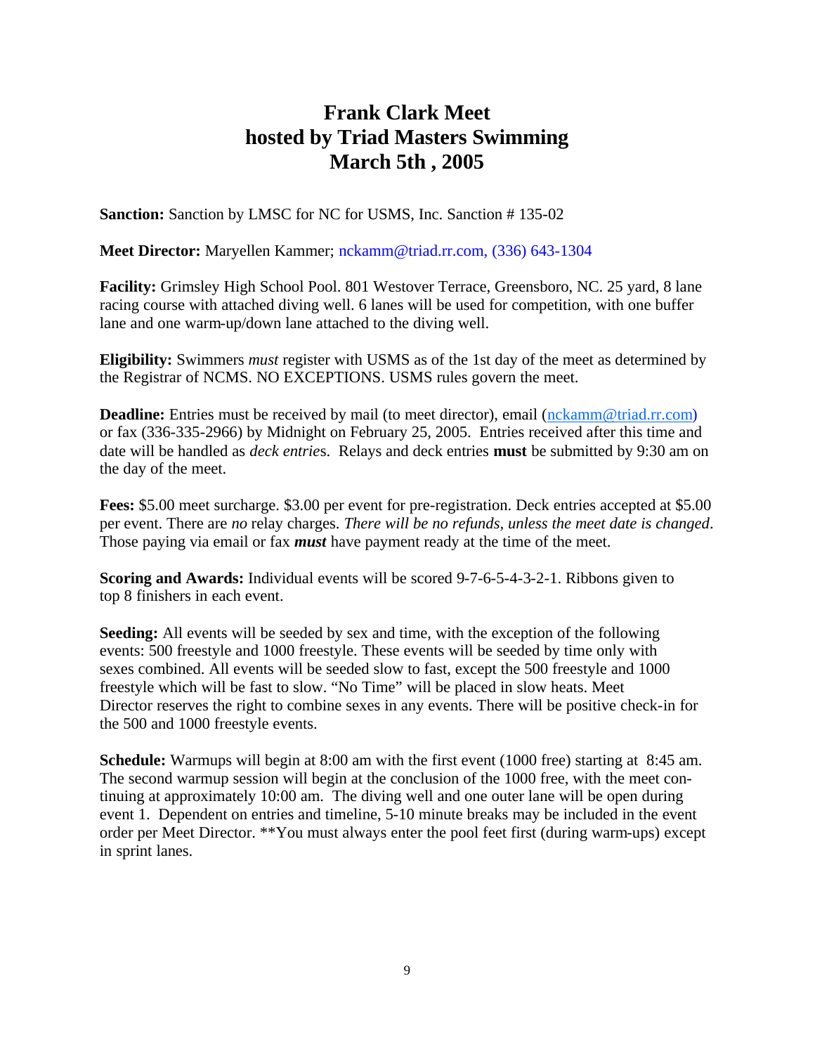# Frank Clark Meet
# hosted by Triad Masters Swimming
# March 5th , 2005

**Sanction:** Sanction by LMSC for NC for USMS, Inc. Sanction # 135-02

**Meet Director:** Maryellen Kammer; nckamm@triad.rr.com, (336) 643-1304

**Facility:** Grimsley High School Pool. 801 Westover Terrace, Greensboro, NC. 25 yard, 8 lane racing course with attached diving well. 6 lanes will be used for competition, with one buffer lane and one warm-up/down lane attached to the diving well.

**Eligibility:** Swimmers *must* register with USMS as of the 1st day of the meet as determined by the Registrar of NCMS. NO EXCEPTIONS. USMS rules govern the meet.

**Deadline:** Entries must be received by mail (to meet director), email (nckamm@triad.rr.com) or fax (336-335-2966) by Midnight on February 25, 2005. Entries received after this time and date will be handled as *deck entries*. Relays and deck entries **must** be submitted by 9:30 am on the day of the meet.

**Fees:** $5.00 meet surcharge. $3.00 per event for pre-registration. Deck entries accepted at $5.00 per event. There are *no* relay charges. *There will be no refunds, unless the meet date is changed*. Those paying via email or fax ***must*** have payment ready at the time of the meet.

**Scoring and Awards:** Individual events will be scored 9-7-6-5-4-3-2-1. Ribbons given to top 8 finishers in each event.

**Seeding:** All events will be seeded by sex and time, with the exception of the following events: 500 freestyle and 1000 freestyle. These events will be seeded by time only with sexes combined. All events will be seeded slow to fast, except the 500 freestyle and 1000 freestyle which will be fast to slow. "No Time" will be placed in slow heats. Meet Director reserves the right to combine sexes in any events. There will be positive check-in for the 500 and 1000 freestyle events.

**Schedule:** Warmups will begin at 8:00 am with the first event (1000 free) starting at 8:45 am. The second warmup session will begin at the conclusion of the 1000 free, with the meet continuing at approximately 10:00 am. The diving well and one outer lane will be open during event 1. Dependent on entries and timeline, 5-10 minute breaks may be included in the event order per Meet Director. **You must always enter the pool feet first (during warm-ups) except in sprint lanes.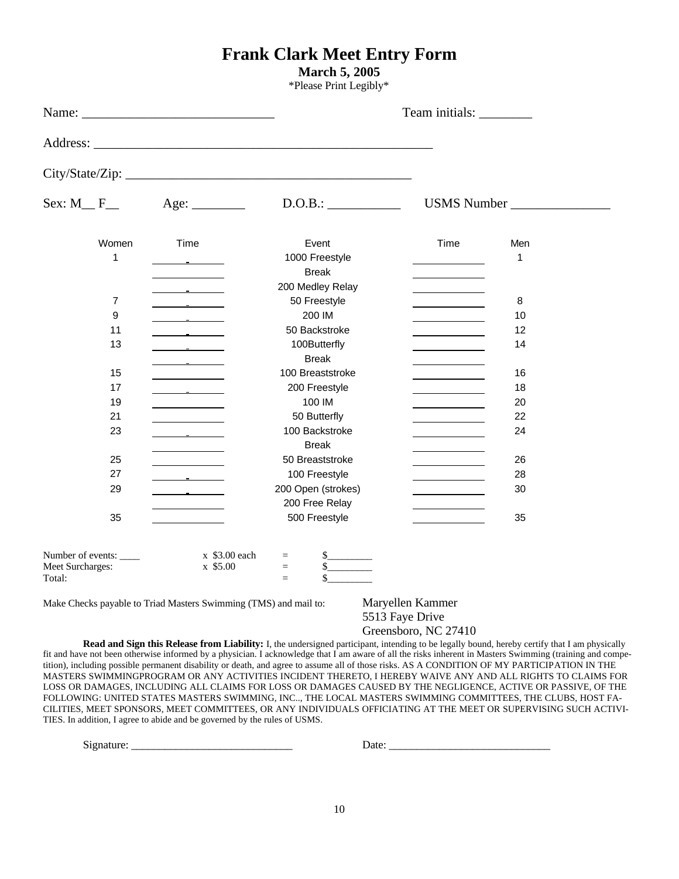# Frank Clark Meet Entry Form

**March 5, 2005**

*Please Print Legibly*

Name: ____________________________ Team initials: ________

Address: ____________________________________________________

City/State/Zip: ________________________________________

Sex: M__ F__ Age: ________ D.O.B.: ___________ USMS Number _______________

| Women | Time | Event | Time | Men |
|---|---|---|---|---|
| 1 | | 1000 Freestyle | | 1 |
| | | Break | | |
| | | 200 Medley Relay | | |
| 7 | | 50 Freestyle | | 8 |
| 9 | | 200 IM | | 10 |
| 11 | | 50 Backstroke | | 12 |
| 13 | | 100Butterfly | | 14 |
| | | Break | | |
| 15 | | 100 Breaststroke | | 16 |
| 17 | | 200 Freestyle | | 18 |
| 19 | | 100 IM | | 20 |
| 21 | | 50 Butterfly | | 22 |
| 23 | | 100 Backstroke | | 24 |
| | | Break | | |
| 25 | | 50 Breaststroke | | 26 |
| 27 | | 100 Freestyle | | 28 |
| 29 | | 200 Open (strokes) | | 30 |
| | | 200 Free Relay | | |
| 35 | | 500 Freestyle | | 35 |

| | | | |
|---|---|---|---|
| Number of events: ____ | x $3.00 each | = | $________ |
| Meet Surcharges: | x $5.00 | = | $________ |
| Total: | | = | $________ |

Make Checks payable to Triad Masters Swimming (TMS) and mail to:

Maryellen Kammer
5513 Faye Drive
Greensboro, NC 27410

**Read and Sign this Release from Liability:** I, the undersigned participant, intending to be legally bound, hereby certify that I am physically fit and have not been otherwise informed by a physician. I acknowledge that I am aware of all the risks inherent in Masters Swimming (training and competition), including possible permanent disability or death, and agree to assume all of those risks. AS A CONDITION OF MY PARTICIPATION IN THE MASTERS SWIMMINGPROGRAM OR ANY ACTIVITIES INCIDENT THERETO, I HEREBY WAIVE ANY AND ALL RIGHTS TO CLAIMS FOR LOSS OR DAMAGES, INCLUDING ALL CLAIMS FOR LOSS OR DAMAGES CAUSED BY THE NEGLIGENCE, ACTIVE OR PASSIVE, OF THE FOLLOWING: UNITED STATES MASTERS SWIMMING, INC.., THE LOCAL MASTERS SWIMMING COMMITTEES, THE CLUBS, HOST FACILITIES, MEET SPONSORS, MEET COMMITTEES, OR ANY INDIVIDUALS OFFICIATING AT THE MEET OR SUPERVISING SUCH ACTIVITIES. In addition, I agree to abide and be governed by the rules of USMS.

Signature: _____________________________ Date: _____________________________